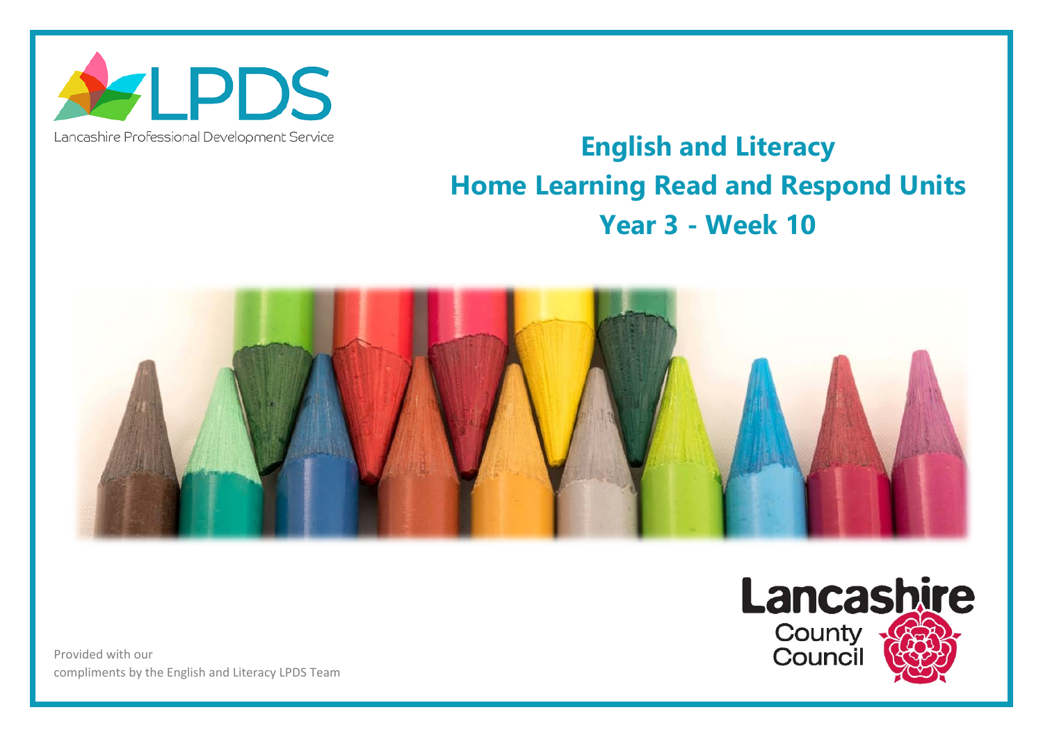LPDS

Lancashire Professional Development Service

# English and Literacy
# Home Learning Read and Respond Units
# Year 3 - Week 10

Lancashire County Council

Provided with our compliments by the English and Literacy LPDS Team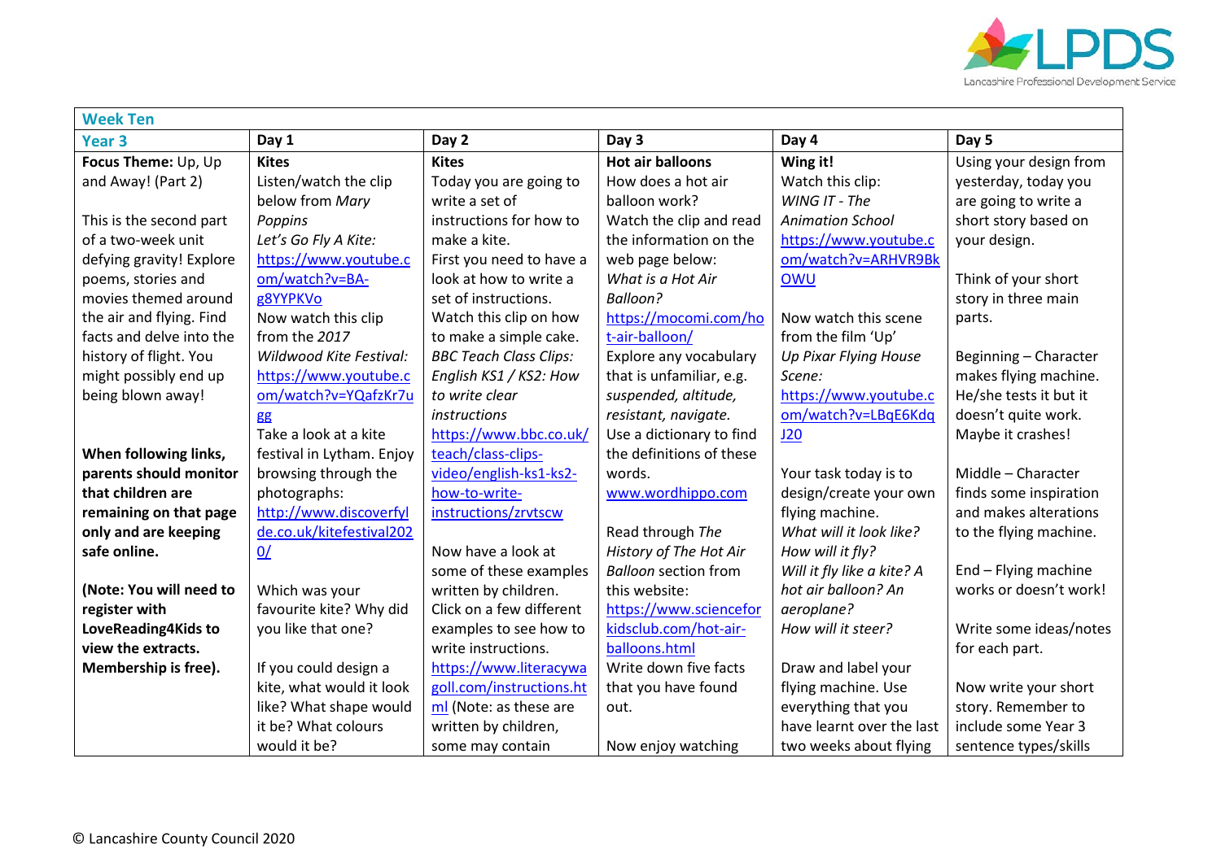| **Week Ten** | | | | | |
|---|---|---|---|---|---|
| **Year 3** | **Day 1** | **Day 2** | **Day 3** | **Day 4** | **Day 5** |
| **Focus Theme:** Up, Up and Away! (Part 2)<br><br>This is the second part of a two-week unit defying gravity! Explore poems, stories and movies themed around the air and flying. Find facts and delve into the history of flight. You might possibly end up being blown away!<br><br>**When following links, parents should monitor that children are remaining on that page only and are keeping safe online.**<br><br>**(Note: You will need to register with LoveReading4Kids to view the extracts. Membership is free).** | **Kites**<br>Listen/watch the clip below from *Mary Poppins*<br>*Let's Go Fly A Kite:*<br>https://www.youtube.com/watch?v=BA-g8YYPKVo<br>Now watch this clip from the *2017 Wildwood Kite Festival:*<br>https://www.youtube.com/watch?v=YQafzKr7ugg<br>Take a look at a kite festival in Lytham. Enjoy browsing through the photographs:<br>http://www.discoverfylde.co.uk/kitefestival2020/<br><br>Which was your favourite kite? Why did you like that one?<br><br>If you could design a kite, what would it look like? What shape would it be? What colours would it be? | **Kites**<br>Today you are going to write a set of instructions for how to make a kite.<br>First you need to have a look at how to write a set of instructions.<br>Watch this clip on how to make a simple cake.<br>*BBC Teach Class Clips: English KS1 / KS2: How to write clear instructions*<br>https://www.bbc.co.uk/teach/class-clips-video/english-ks1-ks2-how-to-write-instructions/zrvtscw<br><br>Now have a look at some of these examples written by children.<br>Click on a few different examples to see how to write instructions.<br>https://www.literacywagoll.com/instructions.html (Note: as these are written by children, some may contain | **Hot air balloons**<br>How does a hot air balloon work?<br>Watch the clip and read the information on the web page below:<br>*What is a Hot Air Balloon?*<br>https://mocomi.com/hot-air-balloon/<br>Explore any vocabulary that is unfamiliar, e.g. *suspended, altitude, resistant, navigate.*<br>Use a dictionary to find the definitions of these words.<br>www.wordhippo.com<br><br>Read through *The History of The Hot Air Balloon* section from this website:<br>https://www.scienceforkidsclub.com/hot-air-balloons.html<br>Write down five facts that you have found out.<br><br>Now enjoy watching | **Wing it!**<br>Watch this clip:<br>*WING IT - The Animation School*<br>https://www.youtube.com/watch?v=ARHVR9BkOWU<br><br>Now watch this scene from the film 'Up'<br>*Up Pixar Flying House Scene:*<br>https://www.youtube.com/watch?v=LBqE6KdqJ20<br><br>Your task today is to design/create your own flying machine.<br>*What will it look like? How will it fly? Will it fly like a kite? A hot air balloon? An aeroplane? How will it steer?*<br><br>Draw and label your flying machine. Use everything that you have learnt over the last two weeks about flying | Using your design from yesterday, today you are going to write a short story based on your design.<br><br>Think of your short story in three main parts.<br><br>Beginning – Character makes flying machine. He/she tests it but it doesn't quite work. Maybe it crashes!<br><br>Middle – Character finds some inspiration and makes alterations to the flying machine.<br><br>End – Flying machine works or doesn't work!<br><br>Write some ideas/notes for each part.<br><br>Now write your short story. Remember to include some Year 3 sentence types/skills |

© Lancashire County Council 2020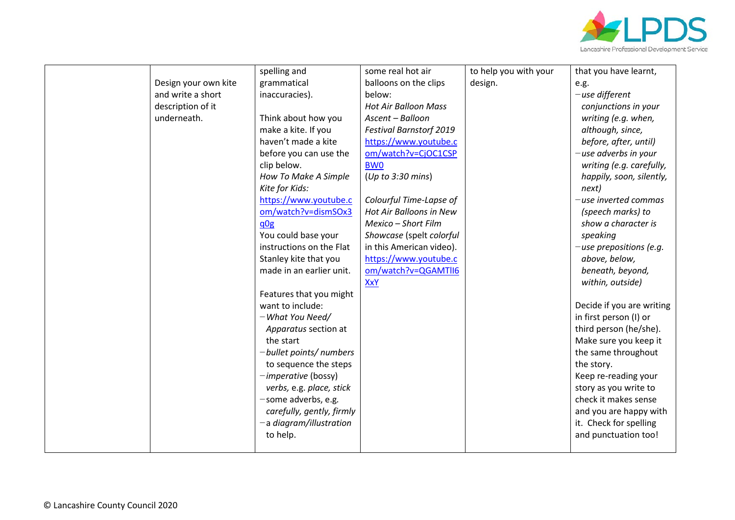|  |  |  |  |  |  |
|---|---|---|---|---|---|
|  | Design your own kite and write a short description of it underneath. | spelling and grammatical inaccuracies).<br><br>Think about how you make a kite. If you haven't made a kite before you can use the clip below.<br>*How To Make A Simple Kite for Kids:*<br>https://www.youtube.com/watch?v=dismSOx3q0g<br>You could base your instructions on the Flat Stanley kite that you made in an earlier unit.<br><br>Features that you might want to include:<br>− *What You Need/ Apparatus* section at the start<br>− *bullet points/ numbers* to sequence the steps<br>− *imperative* (bossy) *verbs,* e.g. *place, stick*<br>− some adverbs, e.g. *carefully, gently, firmly*<br>− a *diagram/illustration* to help. | some real hot air balloons on the clips below:<br>*Hot Air Balloon Mass Ascent – Balloon Festival Barnstorf 2019*<br>https://www.youtube.com/watch?v=CjOC1CSPBW0<br>(*Up to 3:30 mins*)<br><br>*Colourful Time-Lapse of Hot Air Balloons in New Mexico – Short Film Showcase* (spelt *colorful* in this American video).<br>https://www.youtube.com/watch?v=QGAMTlI6XxY | to help you with your design. | that you have learnt, e.g.<br>− *use different conjunctions in your writing (e.g. when, although, since, before, after, until)*<br>− *use adverbs in your writing (e.g. carefully, happily, soon, silently, next)*<br>− *use inverted commas (speech marks) to show a character is speaking*<br>− *use prepositions (e.g. above, below, beneath, beyond, within, outside)*<br><br>Decide if you are writing in first person (I) or third person (he/she). Make sure you keep it the same throughout the story.<br>Keep re-reading your story as you write to check it makes sense and you are happy with it. Check for spelling and punctuation too! |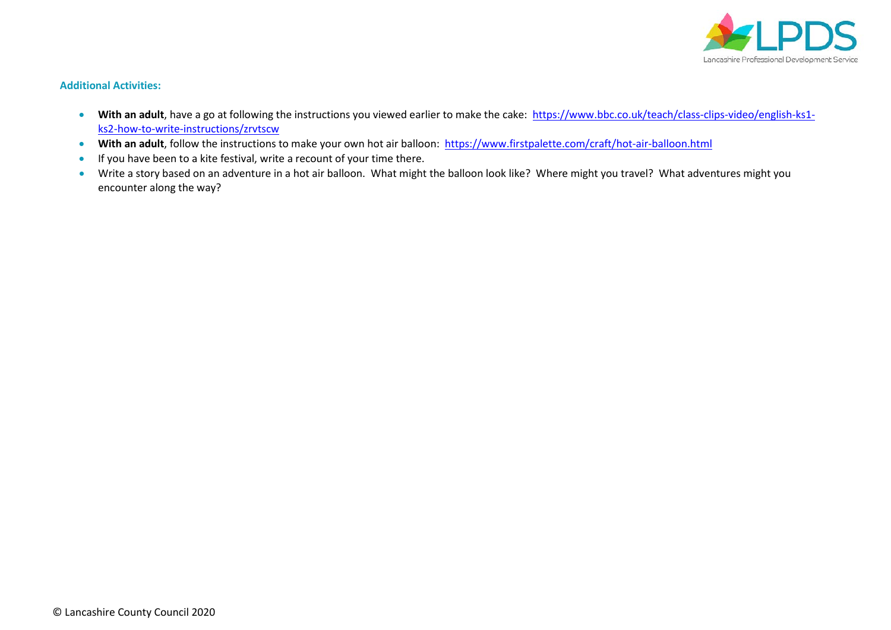**Additional Activities:**

- **With an adult**, have a go at following the instructions you viewed earlier to make the cake: https://www.bbc.co.uk/teach/class-clips-video/english-ks1-ks2-how-to-write-instructions/zrvtscw
- **With an adult**, follow the instructions to make your own hot air balloon: https://www.firstpalette.com/craft/hot-air-balloon.html
- If you have been to a kite festival, write a recount of your time there.
- Write a story based on an adventure in a hot air balloon. What might the balloon look like? Where might you travel? What adventures might you encounter along the way?

© Lancashire County Council 2020